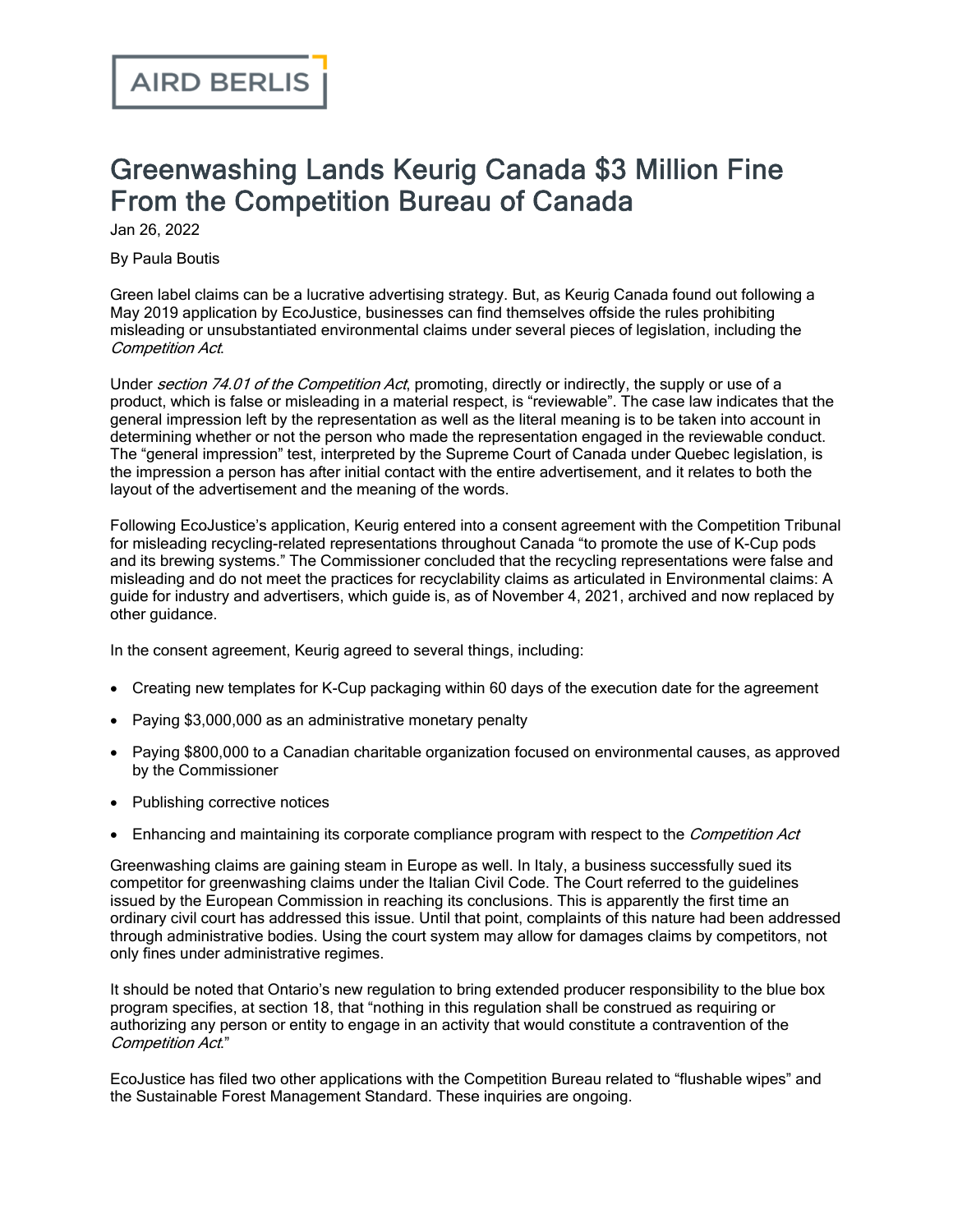AIRD BERLIS

# Greenwashing Lands Keurig Canada $3 Million Fine From the Competition Bureau of Canada

Jan 26, 2022

By Paula Boutis

Green label claims can be a lucrative advertising strategy. But, as Keurig Canada found out following a May 2019 application by EcoJustice, businesses can find themselves offside the rules prohibiting misleading or unsubstantiated environmental claims under several pieces of legislation, including the *Competition Act*.

Under *section 74.01 of the Competition Act*, promoting, directly or indirectly, the supply or use of a product, which is false or misleading in a material respect, is "reviewable". The case law indicates that the general impression left by the representation as well as the literal meaning is to be taken into account in determining whether or not the person who made the representation engaged in the reviewable conduct. The "general impression" test, interpreted by the Supreme Court of Canada under Quebec legislation, is the impression a person has after initial contact with the entire advertisement, and it relates to both the layout of the advertisement and the meaning of the words.

Following EcoJustice's application, Keurig entered into a consent agreement with the Competition Tribunal for misleading recycling-related representations throughout Canada "to promote the use of K-Cup pods and its brewing systems." The Commissioner concluded that the recycling representations were false and misleading and do not meet the practices for recyclability claims as articulated in Environmental claims: A guide for industry and advertisers, which guide is, as of November 4, 2021, archived and now replaced by other guidance.

In the consent agreement, Keurig agreed to several things, including:

- Creating new templates for K-Cup packaging within 60 days of the execution date for the agreement
- Paying $3,000,000 as an administrative monetary penalty
- Paying $800,000 to a Canadian charitable organization focused on environmental causes, as approved by the Commissioner
- Publishing corrective notices
- Enhancing and maintaining its corporate compliance program with respect to the *Competition Act*

Greenwashing claims are gaining steam in Europe as well. In Italy, a business successfully sued its competitor for greenwashing claims under the Italian Civil Code. The Court referred to the guidelines issued by the European Commission in reaching its conclusions. This is apparently the first time an ordinary civil court has addressed this issue. Until that point, complaints of this nature had been addressed through administrative bodies. Using the court system may allow for damages claims by competitors, not only fines under administrative regimes.

It should be noted that Ontario's new regulation to bring extended producer responsibility to the blue box program specifies, at section 18, that "nothing in this regulation shall be construed as requiring or authorizing any person or entity to engage in an activity that would constitute a contravention of the *Competition Act*."

EcoJustice has filed two other applications with the Competition Bureau related to "flushable wipes" and the Sustainable Forest Management Standard. These inquiries are ongoing.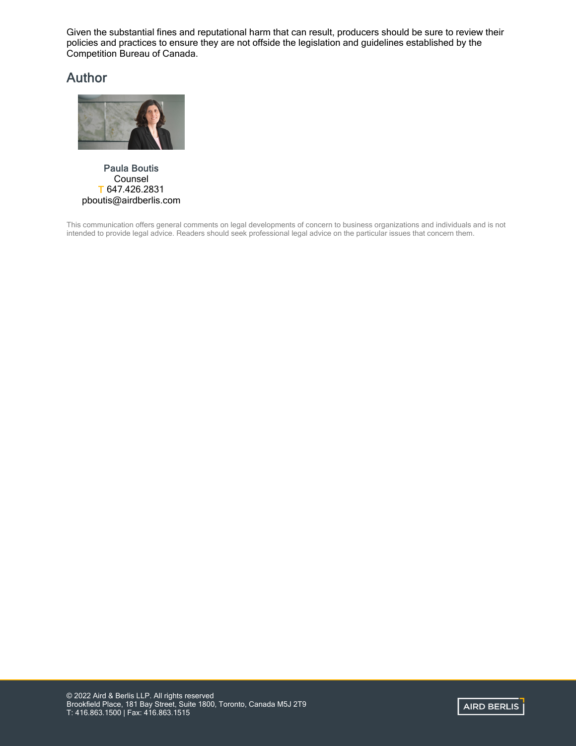Given the substantial fines and reputational harm that can result, producers should be sure to review their policies and practices to ensure they are not offside the legislation and guidelines established by the Competition Bureau of Canada.

## Author

**Paula Boutis**
Counsel
T 647.426.2831
pboutis@airdberlis.com

This communication offers general comments on legal developments of concern to business organizations and individuals and is not intended to provide legal advice. Readers should seek professional legal advice on the particular issues that concern them.

© 2022 Aird & Berlis LLP. All rights reserved
Brookfield Place, 181 Bay Street, Suite 1800, Toronto, Canada M5J 2T9
T: 416.863.1500 | Fax: 416.863.1515

AIRD BERLIS